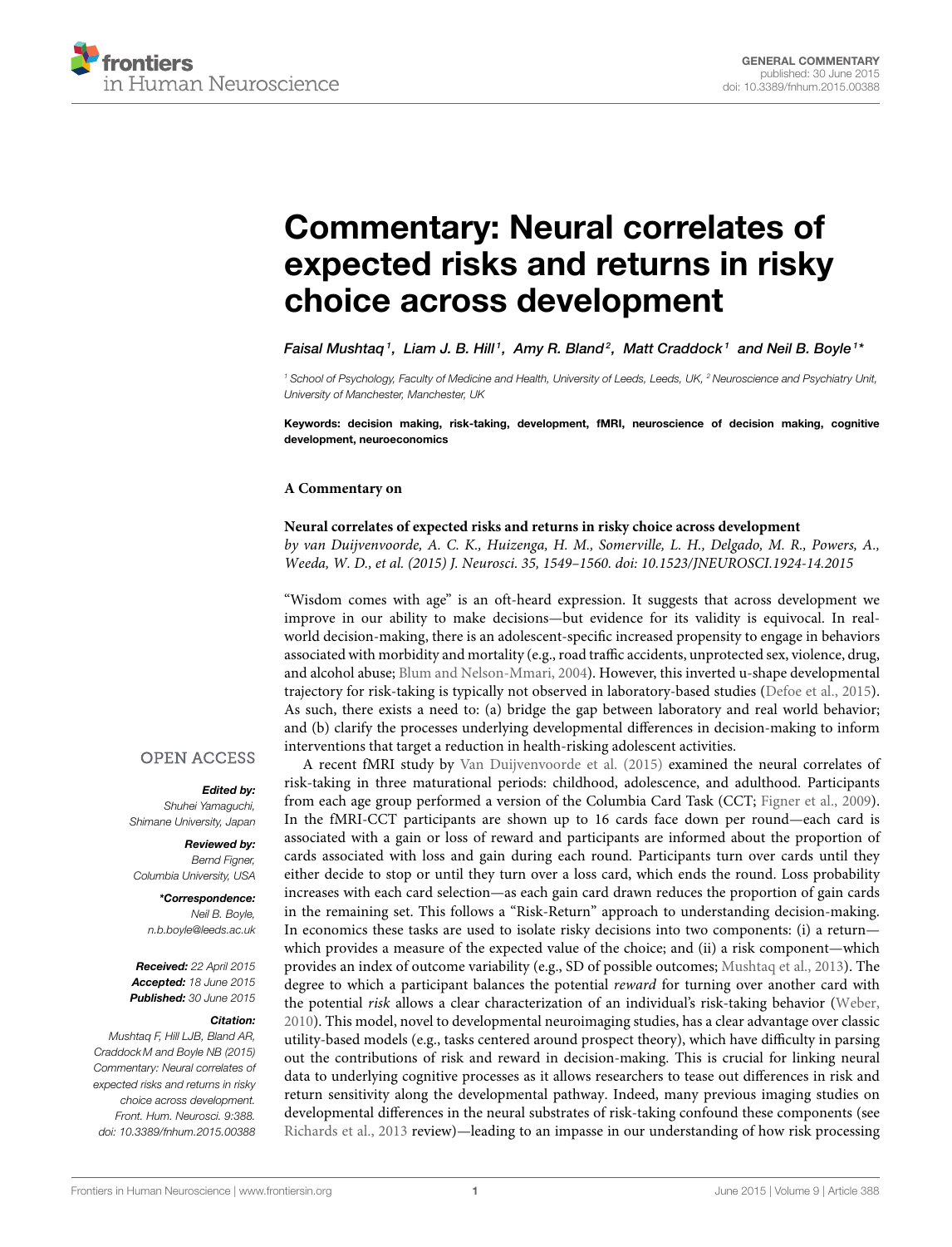GENERAL COMMENTARY
published: 30 June 2015
doi: 10.3389/fnhum.2015.00388

# Commentary: Neural correlates of expected risks and returns in risky choice across development

*Faisal Mushtaq[1], Liam J. B. Hill[1], Amy R. Bland[2], Matt Craddock[1] and Neil B. Boyle[1]\**

[1] School of Psychology, Faculty of Medicine and Health, University of Leeds, Leeds, UK, [2] Neuroscience and Psychiatry Unit, University of Manchester, Manchester, UK

**Keywords: decision making, risk-taking, development, fMRI, neuroscience of decision making, cognitive development, neuroeconomics**

**A Commentary on**

**Neural correlates of expected risks and returns in risky choice across development**
*by van Duijvenvoorde, A. C. K., Huizenga, H. M., Somerville, L. H., Delgado, M. R., Powers, A., Weeda, W. D., et al. (2015) J. Neurosci. 35, 1549–1560. doi: 10.1523/JNEUROSCI.1924-14.2015*

"Wisdom comes with age" is an oft-heard expression. It suggests that across development we improve in our ability to make decisions—but evidence for its validity is equivocal. In real-world decision-making, there is an adolescent-specific increased propensity to engage in behaviors associated with morbidity and mortality (e.g., road traffic accidents, unprotected sex, violence, drug, and alcohol abuse; Blum and Nelson-Mmari, 2004). However, this inverted u-shape developmental trajectory for risk-taking is typically not observed in laboratory-based studies (Defoe et al., 2015). As such, there exists a need to: (a) bridge the gap between laboratory and real world behavior; and (b) clarify the processes underlying developmental differences in decision-making to inform interventions that target a reduction in health-risking adolescent activities.

A recent fMRI study by Van Duijvenvoorde et al. (2015) examined the neural correlates of risk-taking in three maturational periods: childhood, adolescence, and adulthood. Participants from each age group performed a version of the Columbia Card Task (CCT; Figner et al., 2009). In the fMRI-CCT participants are shown up to 16 cards face down per round—each card is associated with a gain or loss of reward and participants are informed about the proportion of cards associated with loss and gain during each round. Participants turn over cards until they either decide to stop or until they turn over a loss card, which ends the round. Loss probability increases with each card selection—as each gain card drawn reduces the proportion of gain cards in the remaining set. This follows a "Risk-Return" approach to understanding decision-making. In economics these tasks are used to isolate risky decisions into two components: (i) a return—which provides a measure of the expected value of the choice; and (ii) a risk component—which provides an index of outcome variability (e.g., SD of possible outcomes; Mushtaq et al., 2013). The degree to which a participant balances the potential *reward* for turning over another card with the potential *risk* allows a clear characterization of an individual's risk-taking behavior (Weber, 2010). This model, novel to developmental neuroimaging studies, has a clear advantage over classic utility-based models (e.g., tasks centered around prospect theory), which have difficulty in parsing out the contributions of risk and reward in decision-making. This is crucial for linking neural data to underlying cognitive processes as it allows researchers to tease out differences in risk and return sensitivity along the developmental pathway. Indeed, many previous imaging studies on developmental differences in the neural substrates of risk-taking confound these components (see Richards et al., 2013 review)—leading to an impasse in our understanding of how risk processing

OPEN ACCESS

*Edited by:*
Shuhei Yamaguchi, Shimane University, Japan

*Reviewed by:*
Bernd Figner, Columbia University, USA

*\*Correspondence:*
Neil B. Boyle, n.b.boyle@leeds.ac.uk

**Received:** 22 April 2015
**Accepted:** 18 June 2015
**Published:** 30 June 2015

**Citation:**
Mushtaq F, Hill LJB, Bland AR, Craddock M and Boyle NB (2015) Commentary: Neural correlates of expected risks and returns in risky choice across development. Front. Hum. Neurosci. 9:388. doi: 10.3389/fnhum.2015.00388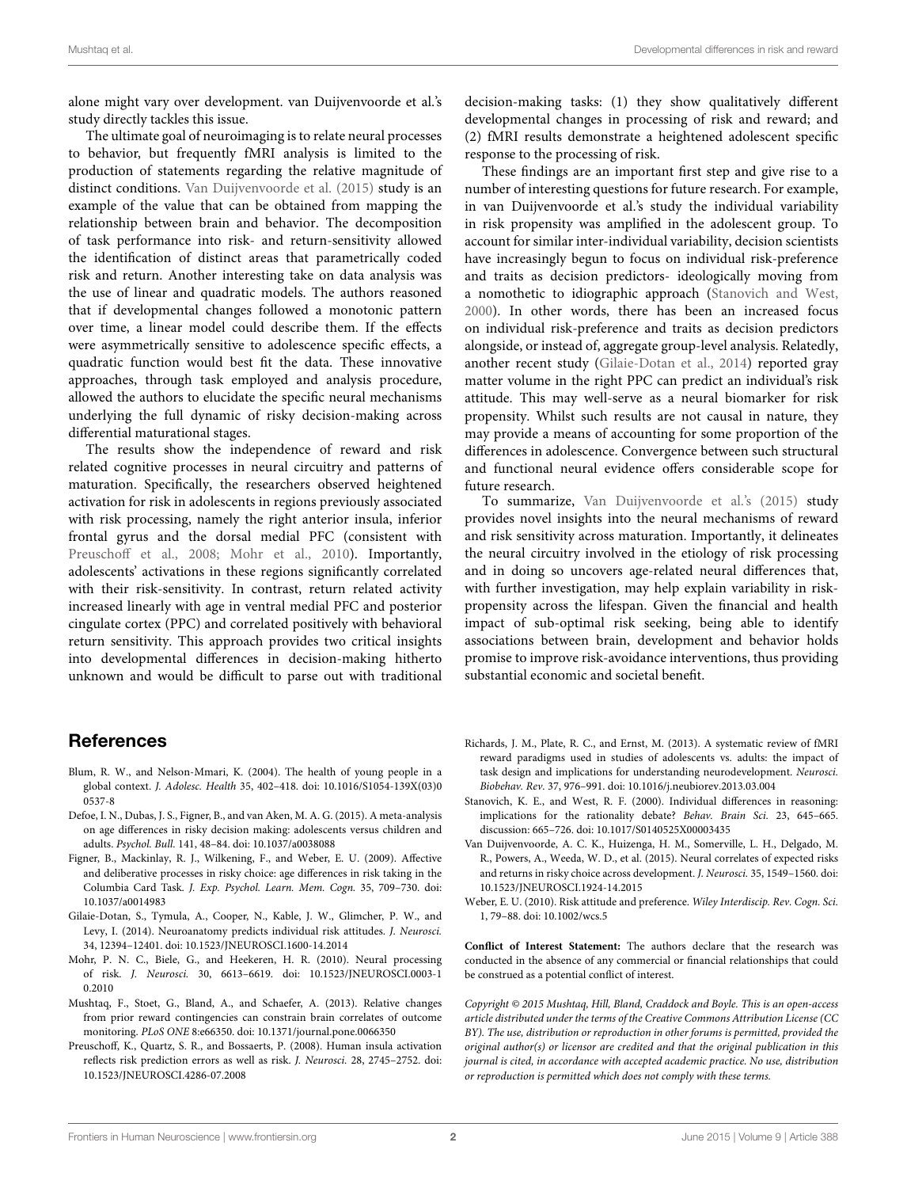alone might vary over development. van Duijvenvoorde et al.'s study directly tackles this issue.

The ultimate goal of neuroimaging is to relate neural processes to behavior, but frequently fMRI analysis is limited to the production of statements regarding the relative magnitude of distinct conditions. Van Duijvenvoorde et al. (2015) study is an example of the value that can be obtained from mapping the relationship between brain and behavior. The decomposition of task performance into risk- and return-sensitivity allowed the identification of distinct areas that parametrically coded risk and return. Another interesting take on data analysis was the use of linear and quadratic models. The authors reasoned that if developmental changes followed a monotonic pattern over time, a linear model could describe them. If the effects were asymmetrically sensitive to adolescence specific effects, a quadratic function would best fit the data. These innovative approaches, through task employed and analysis procedure, allowed the authors to elucidate the specific neural mechanisms underlying the full dynamic of risky decision-making across differential maturational stages.

The results show the independence of reward and risk related cognitive processes in neural circuitry and patterns of maturation. Specifically, the researchers observed heightened activation for risk in adolescents in regions previously associated with risk processing, namely the right anterior insula, inferior frontal gyrus and the dorsal medial PFC (consistent with Preuschoff et al., 2008; Mohr et al., 2010). Importantly, adolescents' activations in these regions significantly correlated with their risk-sensitivity. In contrast, return related activity increased linearly with age in ventral medial PFC and posterior cingulate cortex (PPC) and correlated positively with behavioral return sensitivity. This approach provides two critical insights into developmental differences in decision-making hitherto unknown and would be difficult to parse out with traditional decision-making tasks: (1) they show qualitatively different developmental changes in processing of risk and reward; and (2) fMRI results demonstrate a heightened adolescent specific response to the processing of risk.

These findings are an important first step and give rise to a number of interesting questions for future research. For example, in van Duijvenvoorde et al.'s study the individual variability in risk propensity was amplified in the adolescent group. To account for similar inter-individual variability, decision scientists have increasingly begun to focus on individual risk-preference and traits as decision predictors- ideologically moving from a nomothetic to idiographic approach (Stanovich and West, 2000). In other words, there has been an increased focus on individual risk-preference and traits as decision predictors alongside, or instead of, aggregate group-level analysis. Relatedly, another recent study (Gilaie-Dotan et al., 2014) reported gray matter volume in the right PPC can predict an individual's risk attitude. This may well-serve as a neural biomarker for risk propensity. Whilst such results are not causal in nature, they may provide a means of accounting for some proportion of the differences in adolescence. Convergence between such structural and functional neural evidence offers considerable scope for future research.

To summarize, Van Duijvenvoorde et al.'s (2015) study provides novel insights into the neural mechanisms of reward and risk sensitivity across maturation. Importantly, it delineates the neural circuitry involved in the etiology of risk processing and in doing so uncovers age-related neural differences that, with further investigation, may help explain variability in risk-propensity across the lifespan. Given the financial and health impact of sub-optimal risk seeking, being able to identify associations between brain, development and behavior holds promise to improve risk-avoidance interventions, thus providing substantial economic and societal benefit.

## References

Blum, R. W., and Nelson-Mmari, K. (2004). The health of young people in a global context. *J. Adolesc. Health* 35, 402–418. doi: 10.1016/S1054-139X(03)00537-8

Defoe, I. N., Dubas, J. S., Figner, B., and van Aken, M. A. G. (2015). A meta-analysis on age differences in risky decision making: adolescents versus children and adults. *Psychol. Bull.* 141, 48–84. doi: 10.1037/a0038088

Figner, B., Mackinlay, R. J., Wilkening, F., and Weber, E. U. (2009). Affective and deliberative processes in risky choice: age differences in risk taking in the Columbia Card Task. *J. Exp. Psychol. Learn. Mem. Cogn.* 35, 709–730. doi: 10.1037/a0014983

Gilaie-Dotan, S., Tymula, A., Cooper, N., Kable, J. W., Glimcher, P. W., and Levy, I. (2014). Neuroanatomy predicts individual risk attitudes. *J. Neurosci.* 34, 12394–12401. doi: 10.1523/JNEUROSCI.1600-14.2014

Mohr, P. N. C., Biele, G., and Heekeren, H. R. (2010). Neural processing of risk. *J. Neurosci.* 30, 6613–6619. doi: 10.1523/JNEUROSCI.0003-10.2010

Mushtaq, F., Stoet, G., Bland, A., and Schaefer, A. (2013). Relative changes from prior reward contingencies can constrain brain correlates of outcome monitoring. *PLoS ONE* 8:e66350. doi: 10.1371/journal.pone.0066350

Preuschoff, K., Quartz, S. R., and Bossaerts, P. (2008). Human insula activation reflects risk prediction errors as well as risk. *J. Neurosci.* 28, 2745–2752. doi: 10.1523/JNEUROSCI.4286-07.2008

Richards, J. M., Plate, R. C., and Ernst, M. (2013). A systematic review of fMRI reward paradigms used in studies of adolescents vs. adults: the impact of task design and implications for understanding neurodevelopment. *Neurosci. Biobehav. Rev.* 37, 976–991. doi: 10.1016/j.neubiorev.2013.03.004

Stanovich, K. E., and West, R. F. (2000). Individual differences in reasoning: implications for the rationality debate? *Behav. Brain Sci.* 23, 645–665. discussion: 665–726. doi: 10.1017/S0140525X00003435

Van Duijvenvoorde, A. C. K., Huizenga, H. M., Somerville, L. H., Delgado, M. R., Powers, A., Weeda, W. D., et al. (2015). Neural correlates of expected risks and returns in risky choice across development. *J. Neurosci.* 35, 1549–1560. doi: 10.1523/JNEUROSCI.1924-14.2015

Weber, E. U. (2010). Risk attitude and preference. *Wiley Interdiscip. Rev. Cogn. Sci.* 1, 79–88. doi: 10.1002/wcs.5

**Conflict of Interest Statement:** The authors declare that the research was conducted in the absence of any commercial or financial relationships that could be construed as a potential conflict of interest.

*Copyright © 2015 Mushtaq, Hill, Bland, Craddock and Boyle. This is an open-access article distributed under the terms of the Creative Commons Attribution License (CC BY). The use, distribution or reproduction in other forums is permitted, provided the original author(s) or licensor are credited and that the original publication in this journal is cited, in accordance with accepted academic practice. No use, distribution or reproduction is permitted which does not comply with these terms.*